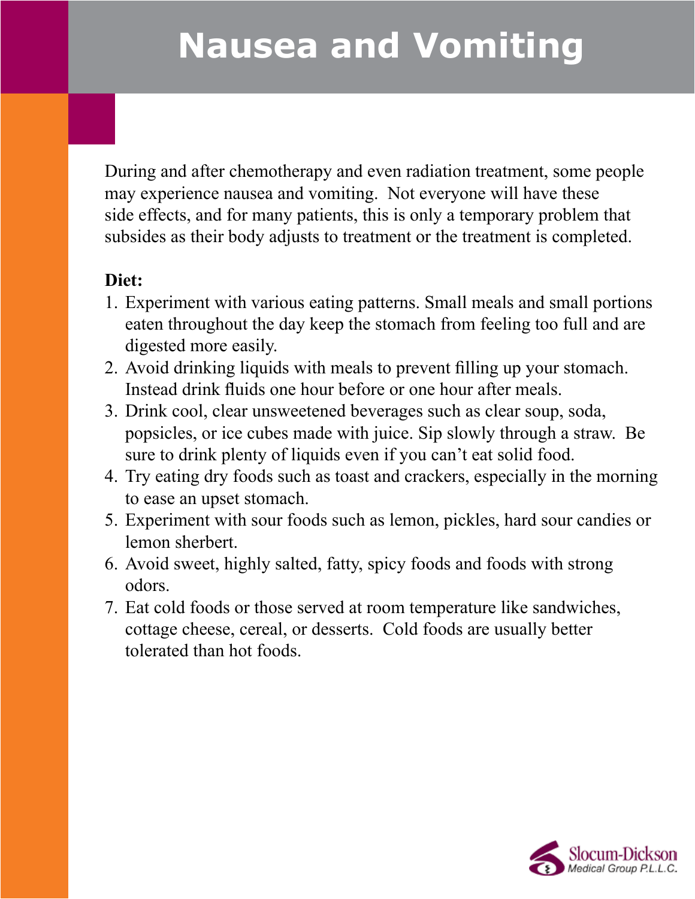# Nausea and Vomiting

During and after chemotherapy and even radiation treatment, some people may experience nausea and vomiting. Not everyone will have these side effects, and for many patients, this is only a temporary problem that subsides as their body adjusts to treatment or the treatment is completed.

**Diet:**

1. Experiment with various eating patterns. Small meals and small portions eaten throughout the day keep the stomach from feeling too full and are digested more easily.
2. Avoid drinking liquids with meals to prevent filling up your stomach. Instead drink fluids one hour before or one hour after meals.
3. Drink cool, clear unsweetened beverages such as clear soup, soda, popsicles, or ice cubes made with juice. Sip slowly through a straw. Be sure to drink plenty of liquids even if you can't eat solid food.
4. Try eating dry foods such as toast and crackers, especially in the morning to ease an upset stomach.
5. Experiment with sour foods such as lemon, pickles, hard sour candies or lemon sherbert.
6. Avoid sweet, highly salted, fatty, spicy foods and foods with strong odors.
7. Eat cold foods or those served at room temperature like sandwiches, cottage cheese, cereal, or desserts. Cold foods are usually better tolerated than hot foods.

Slocum-Dickson Medical Group P.L.L.C.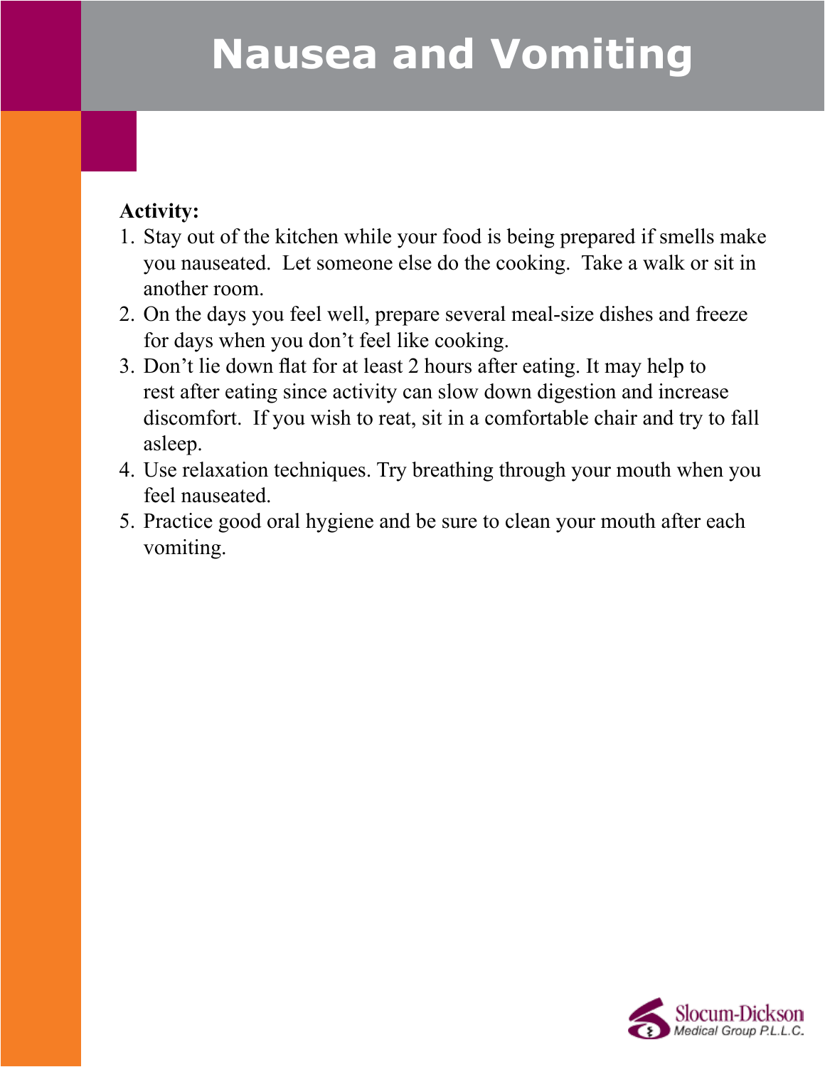# Nausea and Vomiting

**Activity:**

1. Stay out of the kitchen while your food is being prepared if smells make you nauseated. Let someone else do the cooking. Take a walk or sit in another room.
2. On the days you feel well, prepare several meal-size dishes and freeze for days when you don't feel like cooking.
3. Don't lie down flat for at least 2 hours after eating. It may help to rest after eating since activity can slow down digestion and increase discomfort. If you wish to reat, sit in a comfortable chair and try to fall asleep.
4. Use relaxation techniques. Try breathing through your mouth when you feel nauseated.
5. Practice good oral hygiene and be sure to clean your mouth after each vomiting.

Slocum-Dickson Medical Group P.L.L.C.